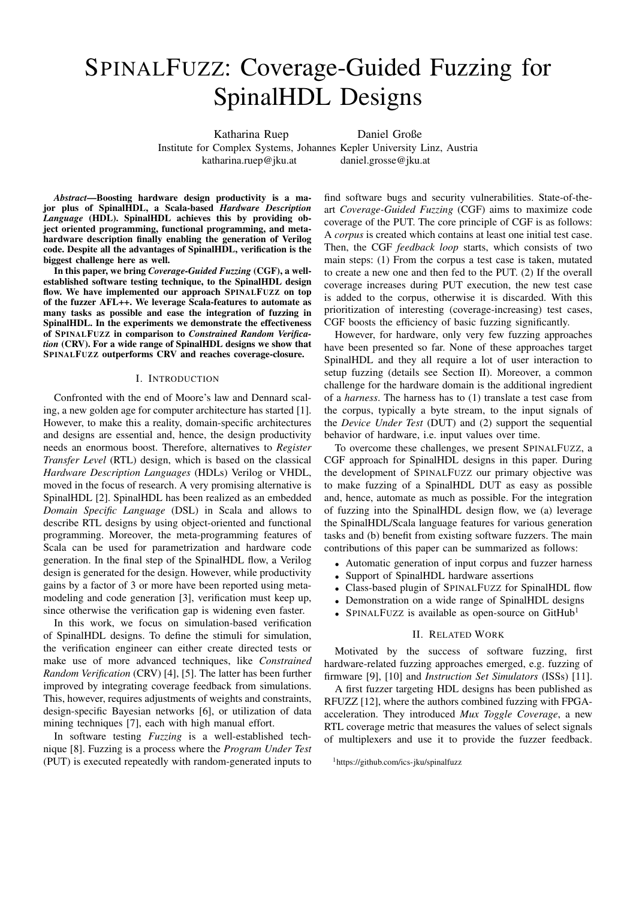# SpinalFuzz: Coverage-Guided Fuzzing for SpinalHDL Designs

Katharina Ruep, Daniel Große

Institute for Complex Systems, Johannes Kepler University Linz, Austria

katharina.ruep@jku.at, daniel.grosse@jku.at

***Abstract*—Boosting hardware design productivity is a major plus of SpinalHDL, a Scala-based *Hardware Description Language* (HDL). SpinalHDL achieves this by providing object oriented programming, functional programming, and meta-hardware description finally enabling the generation of Verilog code. Despite all the advantages of SpinalHDL, verification is the biggest challenge here as well.**

**In this paper, we bring *Coverage-Guided Fuzzing* (CGF), a well-established software testing technique, to the SpinalHDL design flow. We have implemented our approach SpinalFuzz on top of the fuzzer AFL++. We leverage Scala-features to automate as many tasks as possible and ease the integration of fuzzing in SpinalHDL. In the experiments we demonstrate the effectiveness of SpinalFuzz in comparison to *Constrained Random Verification* (CRV). For a wide range of SpinalHDL designs we show that SpinalFuzz outperforms CRV and reaches coverage-closure.**

## I. Introduction

Confronted with the end of Moore's law and Dennard scaling, a new golden age for computer architecture has started [1]. However, to make this a reality, domain-specific architectures and designs are essential and, hence, the design productivity needs an enormous boost. Therefore, alternatives to *Register Transfer Level* (RTL) design, which is based on the classical *Hardware Description Languages* (HDLs) Verilog or VHDL, moved in the focus of research. A very promising alternative is SpinalHDL [2]. SpinalHDL has been realized as an embedded *Domain Specific Language* (DSL) in Scala and allows to describe RTL designs by using object-oriented and functional programming. Moreover, the meta-programming features of Scala can be used for parametrization and hardware code generation. In the final step of the SpinalHDL flow, a Verilog design is generated for the design. However, while productivity gains by a factor of 3 or more have been reported using meta-modeling and code generation [3], verification must keep up, since otherwise the verification gap is widening even faster.

In this work, we focus on simulation-based verification of SpinalHDL designs. To define the stimuli for simulation, the verification engineer can either create directed tests or make use of more advanced techniques, like *Constrained Random Verification* (CRV) [4], [5]. The latter has been further improved by integrating coverage feedback from simulations. This, however, requires adjustments of weights and constraints, design-specific Bayesian networks [6], or utilization of data mining techniques [7], each with high manual effort.

In software testing *Fuzzing* is a well-established technique [8]. Fuzzing is a process where the *Program Under Test* (PUT) is executed repeatedly with random-generated inputs to find software bugs and security vulnerabilities. State-of-the-art *Coverage-Guided Fuzzing* (CGF) aims to maximize code coverage of the PUT. The core principle of CGF is as follows: A *corpus* is created which contains at least one initial test case. Then, the CGF *feedback loop* starts, which consists of two main steps: (1) From the corpus a test case is taken, mutated to create a new one and then fed to the PUT. (2) If the overall coverage increases during PUT execution, the new test case is added to the corpus, otherwise it is discarded. With this prioritization of interesting (coverage-increasing) test cases, CGF boosts the efficiency of basic fuzzing significantly.

However, for hardware, only very few fuzzing approaches have been presented so far. None of these approaches target SpinalHDL and they all require a lot of user interaction to setup fuzzing (details see Section II). Moreover, a common challenge for the hardware domain is the additional ingredient of a *harness*. The harness has to (1) translate a test case from the corpus, typically a byte stream, to the input signals of the *Device Under Test* (DUT) and (2) support the sequential behavior of hardware, i.e. input values over time.

To overcome these challenges, we present SpinalFuzz, a CGF approach for SpinalHDL designs in this paper. During the development of SpinalFuzz our primary objective was to make fuzzing of a SpinalHDL DUT as easy as possible and, hence, automate as much as possible. For the integration of fuzzing into the SpinalHDL design flow, we (a) leverage the SpinalHDL/Scala language features for various generation tasks and (b) benefit from existing software fuzzers. The main contributions of this paper can be summarized as follows:

- Automatic generation of input corpus and fuzzer harness
- Support of SpinalHDL hardware assertions
- Class-based plugin of SpinalFuzz for SpinalHDL flow
- Demonstration on a wide range of SpinalHDL designs
- SpinalFuzz is available as open-source on GitHub[1]

## II. Related Work

Motivated by the success of software fuzzing, first hardware-related fuzzing approaches emerged, e.g. fuzzing of firmware [9], [10] and *Instruction Set Simulators* (ISSs) [11].

A first fuzzer targeting HDL designs has been published as RFUZZ [12], where the authors combined fuzzing with FPGA-acceleration. They introduced *Mux Toggle Coverage*, a new RTL coverage metric that measures the values of select signals of multiplexers and use it to provide the fuzzer feedback.

[1] https://github.com/ics-jku/spinalfuzz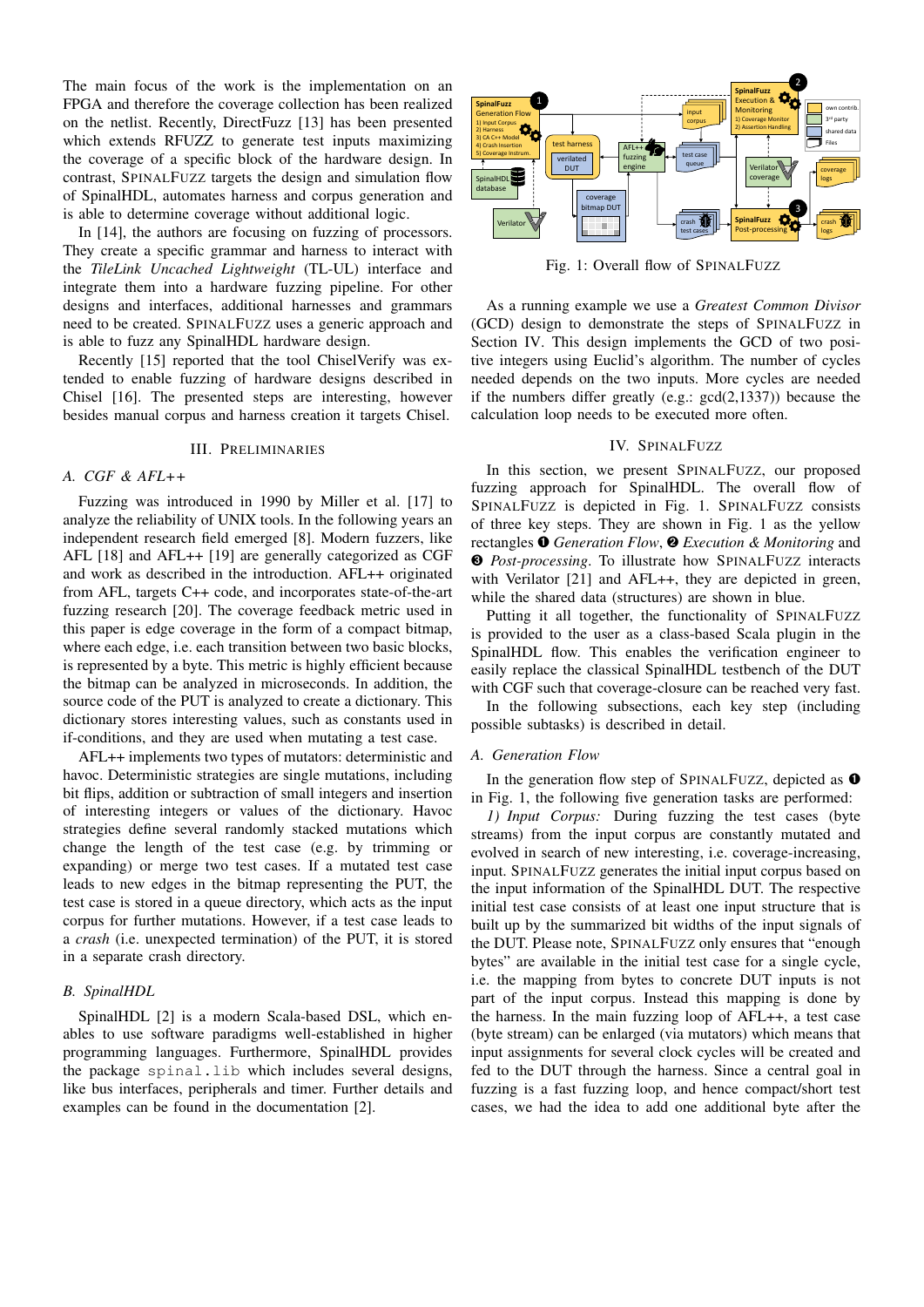The main focus of the work is the implementation on an FPGA and therefore the coverage collection has been realized on the netlist. Recently, DirectFuzz [13] has been presented which extends RFUZZ to generate test inputs maximizing the coverage of a specific block of the hardware design. In contrast, SPINALFUZZ targets the design and simulation flow of SpinalHDL, automates harness and corpus generation and is able to determine coverage without additional logic.

In [14], the authors are focusing on fuzzing of processors. They create a specific grammar and harness to interact with the *TileLink Uncached Lightweight* (TL-UL) interface and integrate them into a hardware fuzzing pipeline. For other designs and interfaces, additional harnesses and grammars need to be created. SPINALFUZZ uses a generic approach and is able to fuzz any SpinalHDL hardware design.

Recently [15] reported that the tool ChiselVerify was extended to enable fuzzing of hardware designs described in Chisel [16]. The presented steps are interesting, however besides manual corpus and harness creation it targets Chisel.

## III. Preliminaries

### A. CGF & AFL++

Fuzzing was introduced in 1990 by Miller et al. [17] to analyze the reliability of UNIX tools. In the following years an independent research field emerged [8]. Modern fuzzers, like AFL [18] and AFL++ [19] are generally categorized as CGF and work as described in the introduction. AFL++ originated from AFL, targets C++ code, and incorporates state-of-the-art fuzzing research [20]. The coverage feedback metric used in this paper is edge coverage in the form of a compact bitmap, where each edge, i.e. each transition between two basic blocks, is represented by a byte. This metric is highly efficient because the bitmap can be analyzed in microseconds. In addition, the source code of the PUT is analyzed to create a dictionary. This dictionary stores interesting values, such as constants used in if-conditions, and they are used when mutating a test case.

AFL++ implements two types of mutators: deterministic and havoc. Deterministic strategies are single mutations, including bit flips, addition or subtraction of small integers and insertion of interesting integers or values of the dictionary. Havoc strategies define several randomly stacked mutations which change the length of the test case (e.g. by trimming or expanding) or merge two test cases. If a mutated test case leads to new edges in the bitmap representing the PUT, the test case is stored in a queue directory, which acts as the input corpus for further mutations. However, if a test case leads to a *crash* (i.e. unexpected termination) of the PUT, it is stored in a separate crash directory.

### B. SpinalHDL

SpinalHDL [2] is a modern Scala-based DSL, which enables to use software paradigms well-established in higher programming languages. Furthermore, SpinalHDL provides the package `spinal.lib` which includes several designs, like bus interfaces, peripherals and timer. Further details and examples can be found in the documentation [2].

Fig. 1: Overall flow of SPINALFUZZ

As a running example we use a *Greatest Common Divisor* (GCD) design to demonstrate the steps of SPINALFUZZ in Section IV. This design implements the GCD of two positive integers using Euclid's algorithm. The number of cycles needed depends on the two inputs. More cycles are needed if the numbers differ greatly (e.g.: gcd(2,1337)) because the calculation loop needs to be executed more often.

## IV. SpinalFuzz

In this section, we present SPINALFUZZ, our proposed fuzzing approach for SpinalHDL. The overall flow of SPINALFUZZ is depicted in Fig. 1. SPINALFUZZ consists of three key steps. They are shown in Fig. 1 as the yellow rectangles ❶ *Generation Flow*, ❷ *Execution & Monitoring* and ❸ *Post-processing*. To illustrate how SPINALFUZZ interacts with Verilator [21] and AFL++, they are depicted in green, while the shared data (structures) are shown in blue.

Putting it all together, the functionality of SPINALFUZZ is provided to the user as a class-based Scala plugin in the SpinalHDL flow. This enables the verification engineer to easily replace the classical SpinalHDL testbench of the DUT with CGF such that coverage-closure can be reached very fast.

In the following subsections, each key step (including possible subtasks) is described in detail.

### A. Generation Flow

In the generation flow step of SPINALFUZZ, depicted as ❶ in Fig. 1, the following five generation tasks are performed:

*1) Input Corpus:* During fuzzing the test cases (byte streams) from the input corpus are constantly mutated and evolved in search of new interesting, i.e. coverage-increasing, input. SPINALFUZZ generates the initial input corpus based on the input information of the SpinalHDL DUT. The respective initial test case consists of at least one input structure that is built up by the summarized bit widths of the input signals of the DUT. Please note, SPINALFUZZ only ensures that "enough bytes" are available in the initial test case for a single cycle, i.e. the mapping from bytes to concrete DUT inputs is not part of the input corpus. Instead this mapping is done by the harness. In the main fuzzing loop of AFL++, a test case (byte stream) can be enlarged (via mutators) which means that input assignments for several clock cycles will be created and fed to the DUT through the harness. Since a central goal in fuzzing is a fast fuzzing loop, and hence compact/short test cases, we had the idea to add one additional byte after the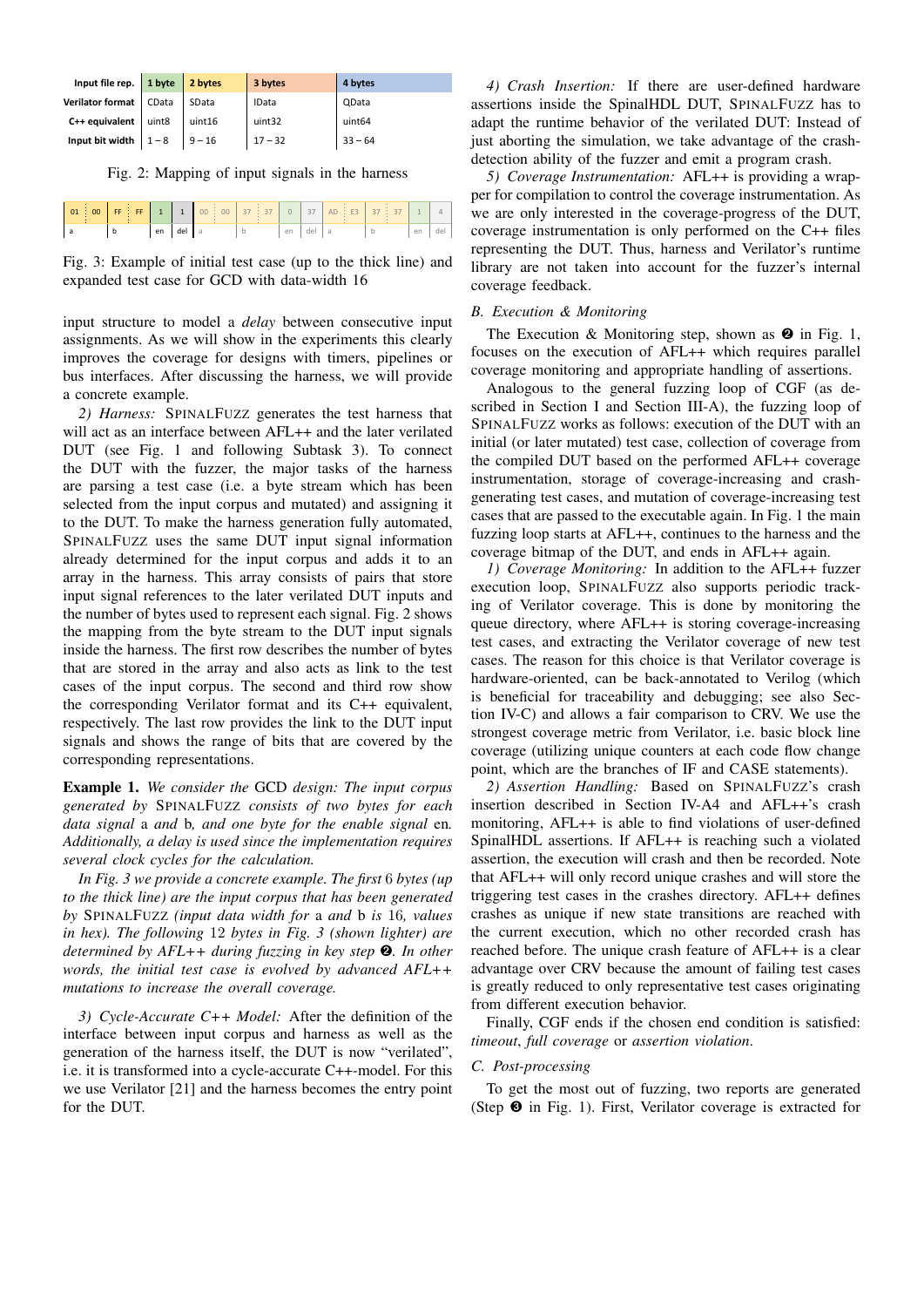| Input file rep. | 1 byte | 2 bytes | 3 bytes | 4 bytes |
|---|---|---|---|---|
| Verilator format | CData | SData | IData | QData |
| C++ equivalent | uint8 | uint16 | uint32 | uint64 |
| Input bit width | 1 – 8 | 9 – 16 | 17 – 32 | 33 – 64 |

Fig. 2: Mapping of input signals in the harness

| 01 | 00 | FF | FF | 1 | 1 | 00 | 00 | 37 | 37 | 0 | 37 | AD | E3 | 37 | 37 | 1 | 4 |
|---|---|---|---|---|---|---|---|---|---|---|---|---|---|---|---|---|---|
| a | | b | | en | del | a | | b | | en | del | a | | b | | en | del |

Fig. 3: Example of initial test case (up to the thick line) and expanded test case for GCD with data-width 16

input structure to model a *delay* between consecutive input assignments. As we will show in the experiments this clearly improves the coverage for designs with timers, pipelines or bus interfaces. After discussing the harness, we will provide a concrete example.

*2) Harness:* SpinalFuzz generates the test harness that will act as an interface between AFL++ and the later verilated DUT (see Fig. 1 and following Subtask 3). To connect the DUT with the fuzzer, the major tasks of the harness are parsing a test case (i.e. a byte stream which has been selected from the input corpus and mutated) and assigning it to the DUT. To make the harness generation fully automated, SpinalFuzz uses the same DUT input signal information already determined for the input corpus and adds it to an array in the harness. This array consists of pairs that store input signal references to the later verilated DUT inputs and the number of bytes used to represent each signal. Fig. 2 shows the mapping from the byte stream to the DUT input signals inside the harness. The first row describes the number of bytes that are stored in the array and also acts as link to the test cases of the input corpus. The second and third row show the corresponding Verilator format and its C++ equivalent, respectively. The last row provides the link to the DUT input signals and shows the range of bits that are covered by the corresponding representations.

**Example 1.** *We consider the* GCD *design: The input corpus generated by* SpinalFuzz *consists of two bytes for each data signal* a *and* b*, and one byte for the enable signal* en*. Additionally, a delay is used since the implementation requires several clock cycles for the calculation.*

*In Fig. 3 we provide a concrete example. The first 6 bytes (up to the thick line) are the input corpus that has been generated by* SpinalFuzz *(input data width for* a *and* b *is 16, values in hex). The following 12 bytes in Fig. 3 (shown lighter) are determined by AFL++ during fuzzing in key step* ❷*. In other words, the initial test case is evolved by advanced AFL++ mutations to increase the overall coverage.*

*3) Cycle-Accurate C++ Model:* After the definition of the interface between input corpus and harness as well as the generation of the harness itself, the DUT is now "verilated", i.e. it is transformed into a cycle-accurate C++-model. For this we use Verilator [21] and the harness becomes the entry point for the DUT.

*4) Crash Insertion:* If there are user-defined hardware assertions inside the SpinalHDL DUT, SpinalFuzz has to adapt the runtime behavior of the verilated DUT: Instead of just aborting the simulation, we take advantage of the crash-detection ability of the fuzzer and emit a program crash.

*5) Coverage Instrumentation:* AFL++ is providing a wrapper for compilation to control the coverage instrumentation. As we are only interested in the coverage-progress of the DUT, coverage instrumentation is only performed on the C++ files representing the DUT. Thus, harness and Verilator's runtime library are not taken into account for the fuzzer's internal coverage feedback.

### *B. Execution & Monitoring*

The Execution & Monitoring step, shown as ❷ in Fig. 1, focuses on the execution of AFL++ which requires parallel coverage monitoring and appropriate handling of assertions.

Analogous to the general fuzzing loop of CGF (as described in Section I and Section III-A), the fuzzing loop of SpinalFuzz works as follows: execution of the DUT with an initial (or later mutated) test case, collection of coverage from the compiled DUT based on the performed AFL++ coverage instrumentation, storage of coverage-increasing and crash-generating test cases, and mutation of coverage-increasing test cases that are passed to the executable again. In Fig. 1 the main fuzzing loop starts at AFL++, continues to the harness and the coverage bitmap of the DUT, and ends in AFL++ again.

*1) Coverage Monitoring:* In addition to the AFL++ fuzzer execution loop, SpinalFuzz also supports periodic tracking of Verilator coverage. This is done by monitoring the queue directory, where AFL++ is storing coverage-increasing test cases, and extracting the Verilator coverage of new test cases. The reason for this choice is that Verilator coverage is hardware-oriented, can be back-annotated to Verilog (which is beneficial for traceability and debugging; see also Section IV-C) and allows a fair comparison to CRV. We use the strongest coverage metric from Verilator, i.e. basic block line coverage (utilizing unique counters at each code flow change point, which are the branches of IF and CASE statements).

*2) Assertion Handling:* Based on SpinalFuzz's crash insertion described in Section IV-A4 and AFL++'s crash monitoring, AFL++ is able to find violations of user-defined SpinalHDL assertions. If AFL++ is reaching such a violated assertion, the execution will crash and then be recorded. Note that AFL++ will only record unique crashes and will store the triggering test cases in the crashes directory. AFL++ defines crashes as unique if new state transitions are reached with the current execution, which no other recorded crash has reached before. The unique crash feature of AFL++ is a clear advantage over CRV because the amount of failing test cases is greatly reduced to only representative test cases originating from different execution behavior.

Finally, CGF ends if the chosen end condition is satisfied: *timeout*, *full coverage* or *assertion violation*.

### *C. Post-processing*

To get the most out of fuzzing, two reports are generated (Step ❸ in Fig. 1). First, Verilator coverage is extracted for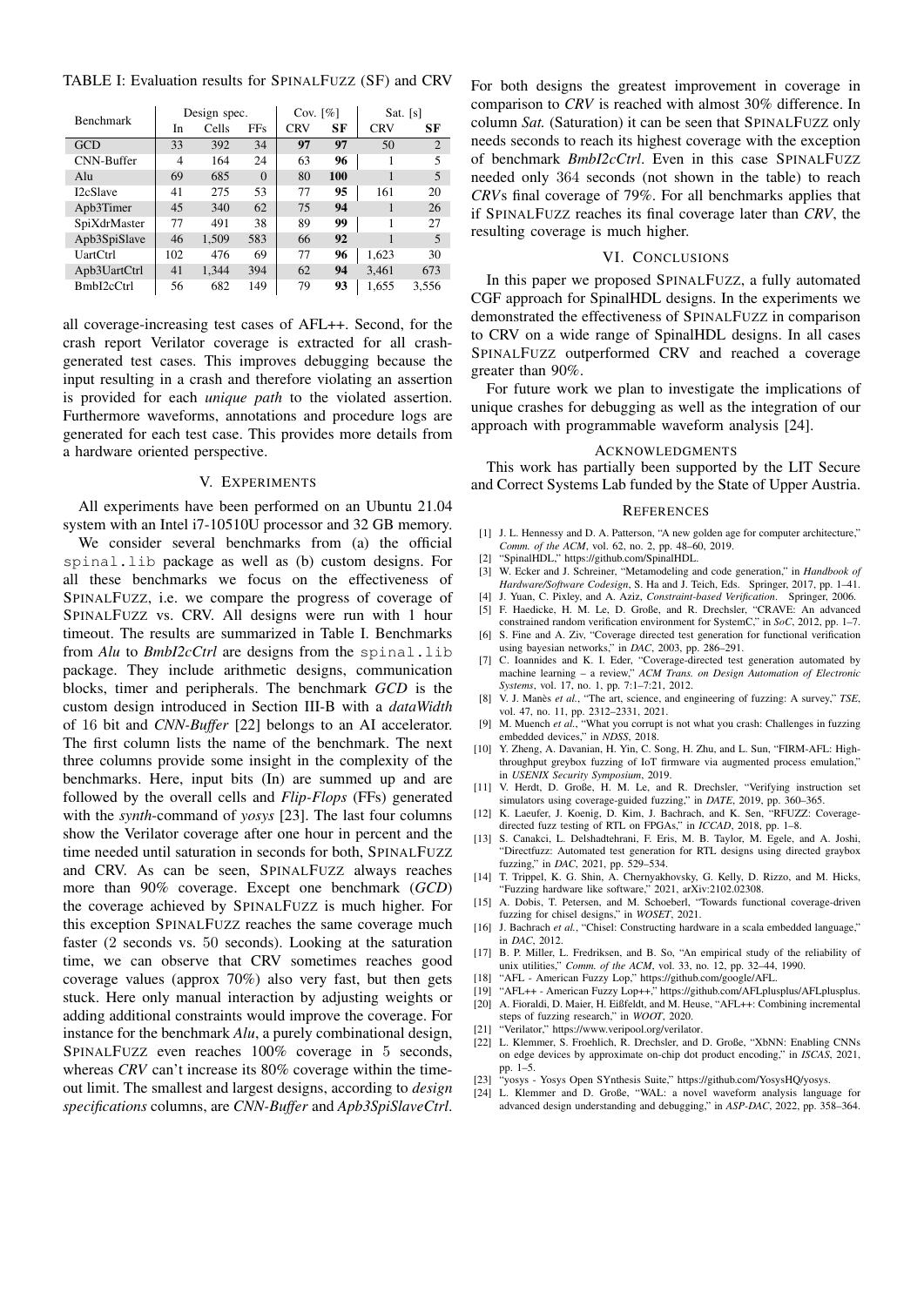TABLE I: Evaluation results for SPINALFUZZ (SF) and CRV

| Benchmark | Design spec. | | | Cov. [%] | | Sat. [s] | |
|---|---|---|---|---|---|---|---|
| | In | Cells | FFs | CRV | SF | CRV | SF |
| GCD | 33 | 392 | 34 | **97** | **97** | 50 | 2 |
| CNN-Buffer | 4 | 164 | 24 | 63 | **96** | 1 | 5 |
| Alu | 69 | 685 | 0 | 80 | **100** | 1 | 5 |
| I2cSlave | 41 | 275 | 53 | 77 | **95** | 161 | 20 |
| Apb3Timer | 45 | 340 | 62 | 75 | **94** | 1 | 26 |
| SpiXdrMaster | 77 | 491 | 38 | 89 | **99** | 1 | 27 |
| Apb3SpiSlave | 46 | 1,509 | 583 | 66 | **92** | 1 | 5 |
| UartCtrl | 102 | 476 | 69 | 77 | **96** | 1,623 | 30 |
| Apb3UartCtrl | 41 | 1,344 | 394 | 62 | **94** | 3,461 | 673 |
| BmbI2cCtrl | 56 | 682 | 149 | 79 | **93** | 1,655 | 3,556 |

all coverage-increasing test cases of AFL++. Second, for the crash report Verilator coverage is extracted for all crash-generated test cases. This improves debugging because the input resulting in a crash and therefore violating an assertion is provided for each *unique path* to the violated assertion. Furthermore waveforms, annotations and procedure logs are generated for each test case. This provides more details from a hardware oriented perspective.

## V. EXPERIMENTS

All experiments have been performed on an Ubuntu 21.04 system with an Intel i7-10510U processor and 32 GB memory.

We consider several benchmarks from (a) the official spinal.lib package as well as (b) custom designs. For all these benchmarks we focus on the effectiveness of SPINALFUZZ, i.e. we compare the progress of coverage of SPINALFUZZ vs. CRV. All designs were run with 1 hour timeout. The results are summarized in Table I. Benchmarks from *Alu* to *BmbI2cCtrl* are designs from the spinal.lib package. They include arithmetic designs, communication blocks, timer and peripherals. The benchmark *GCD* is the custom design introduced in Section III-B with a *dataWidth* of 16 bit and *CNN-Buffer* [22] belongs to an AI accelerator. The first column lists the name of the benchmark. The next three columns provide some insight in the complexity of the benchmarks. Here, input bits (In) are summed up and are followed by the overall cells and *Flip-Flops* (FFs) generated with the *synth*-command of *yosys* [23]. The last four columns show the Verilator coverage after one hour in percent and the time needed until saturation in seconds for both, SPINALFUZZ and CRV. As can be seen, SPINALFUZZ always reaches more than 90% coverage. Except one benchmark (*GCD*) the coverage achieved by SPINALFUZZ is much higher. For this exception SPINALFUZZ reaches the same coverage much faster (2 seconds vs. 50 seconds). Looking at the saturation time, we can observe that CRV sometimes reaches good coverage values (approx 70%) also very fast, but then gets stuck. Here only manual interaction by adjusting weights or adding additional constraints would improve the coverage. For instance for the benchmark *Alu*, a purely combinational design, SPINALFUZZ even reaches 100% coverage in 5 seconds, whereas *CRV* can't increase its 80% coverage within the timeout limit. The smallest and largest designs, according to *design specifications* columns, are *CNN-Buffer* and *Apb3SpiSlaveCtrl*. For both designs the greatest improvement in coverage in comparison to *CRV* is reached with almost 30% difference. In column *Sat.* (Saturation) it can be seen that SPINALFUZZ only needs seconds to reach its highest coverage with the exception of benchmark *BmbI2cCtrl*. Even in this case SPINALFUZZ needed only 364 seconds (not shown in the table) to reach *CRV*s final coverage of 79%. For all benchmarks applies that if SPINALFUZZ reaches its final coverage later than *CRV*, the resulting coverage is much higher.

## VI. CONCLUSIONS

In this paper we proposed SPINALFUZZ, a fully automated CGF approach for SpinalHDL designs. In the experiments we demonstrated the effectiveness of SPINALFUZZ in comparison to CRV on a wide range of SpinalHDL designs. In all cases SPINALFUZZ outperformed CRV and reached a coverage greater than 90%.

For future work we plan to investigate the implications of unique crashes for debugging as well as the integration of our approach with programmable waveform analysis [24].

## ACKNOWLEDGMENTS

This work has partially been supported by the LIT Secure and Correct Systems Lab funded by the State of Upper Austria.

## REFERENCES

[1] J. L. Hennessy and D. A. Patterson, "A new golden age for computer architecture," *Comm. of the ACM*, vol. 62, no. 2, pp. 48–60, 2019.

[2] "SpinalHDL," https://github.com/SpinalHDL.

[3] W. Ecker and J. Schreiner, "Metamodeling and code generation," in *Handbook of Hardware/Software Codesign*, S. Ha and J. Teich, Eds. Springer, 2017, pp. 1–41.

[4] J. Yuan, C. Pixley, and A. Aziz, *Constraint-based Verification*. Springer, 2006.

[5] F. Haedicke, H. M. Le, D. Große, and R. Drechsler, "CRAVE: An advanced constrained random verification environment for SystemC," in *SoC*, 2012, pp. 1–7.

[6] S. Fine and A. Ziv, "Coverage directed test generation for functional verification using bayesian networks," in *DAC*, 2003, pp. 286–291.

[7] C. Ioannides and K. I. Eder, "Coverage-directed test generation automated by machine learning – a review," *ACM Trans. on Design Automation of Electronic Systems*, vol. 17, no. 1, pp. 7:1–7:21, 2012.

[8] V. J. Manès *et al.*, "The art, science, and engineering of fuzzing: A survey," *TSE*, vol. 47, no. 11, pp. 2312–2331, 2021.

[9] M. Muench *et al.*, "What you corrupt is not what you crash: Challenges in fuzzing embedded devices," in *NDSS*, 2018.

[10] Y. Zheng, A. Davanian, H. Yin, C. Song, H. Zhu, and L. Sun, "FIRM-AFL: High-throughput greybox fuzzing of IoT firmware via augmented process emulation," in *USENIX Security Symposium*, 2019.

[11] V. Herdt, D. Große, H. M. Le, and R. Drechsler, "Verifying instruction set simulators using coverage-guided fuzzing," in *DATE*, 2019, pp. 360–365.

[12] K. Laeufer, J. Koenig, D. Kim, J. Bachrach, and K. Sen, "RFUZZ: Coverage-directed fuzz testing of RTL on FPGAs," in *ICCAD*, 2018, pp. 1–8.

[13] S. Canakci, L. Delshadtehrani, F. Eris, M. B. Taylor, M. Egele, and A. Joshi, "Directfuzz: Automated test generation for RTL designs using directed graybox fuzzing," in *DAC*, 2021, pp. 529–534.

[14] T. Trippel, K. G. Shin, A. Chernyakhovsky, G. Kelly, D. Rizzo, and M. Hicks, "Fuzzing hardware like software," 2021, arXiv:2102.02308.

[15] A. Dobis, T. Petersen, and M. Schoeberl, "Towards functional coverage-driven fuzzing for chisel designs," in *WOSET*, 2021.

[16] J. Bachrach *et al.*, "Chisel: Constructing hardware in a scala embedded language," in *DAC*, 2012.

[17] B. P. Miller, L. Fredriksen, and B. So, "An empirical study of the reliability of unix utilities," *Comm. of the ACM*, vol. 33, no. 12, pp. 32–44, 1990.

[18] "AFL - American Fuzzy Lop," https://github.com/google/AFL.

[19] "AFL++ - American Fuzzy Lop++," https://github.com/AFLplusplus/AFLplusplus.

[20] A. Fioraldi, D. Maier, H. Eißfeldt, and M. Heuse, "AFL++: Combining incremental steps of fuzzing research," in *WOOT*, 2020.

[21] "Verilator," https://www.veripool.org/verilator.

[22] L. Klemmer, S. Froehlich, R. Drechsler, and D. Große, "XbNN: Enabling CNNs on edge devices by approximate on-chip dot product encoding," in *ISCAS*, 2021, pp. 1–5.

[23] "yosys - Yosys Open SYnthesis Suite," https://github.com/YosysHQ/yosys.

[24] L. Klemmer and D. Große, "WAL: a novel waveform analysis language for advanced design understanding and debugging," in *ASP-DAC*, 2022, pp. 358–364.